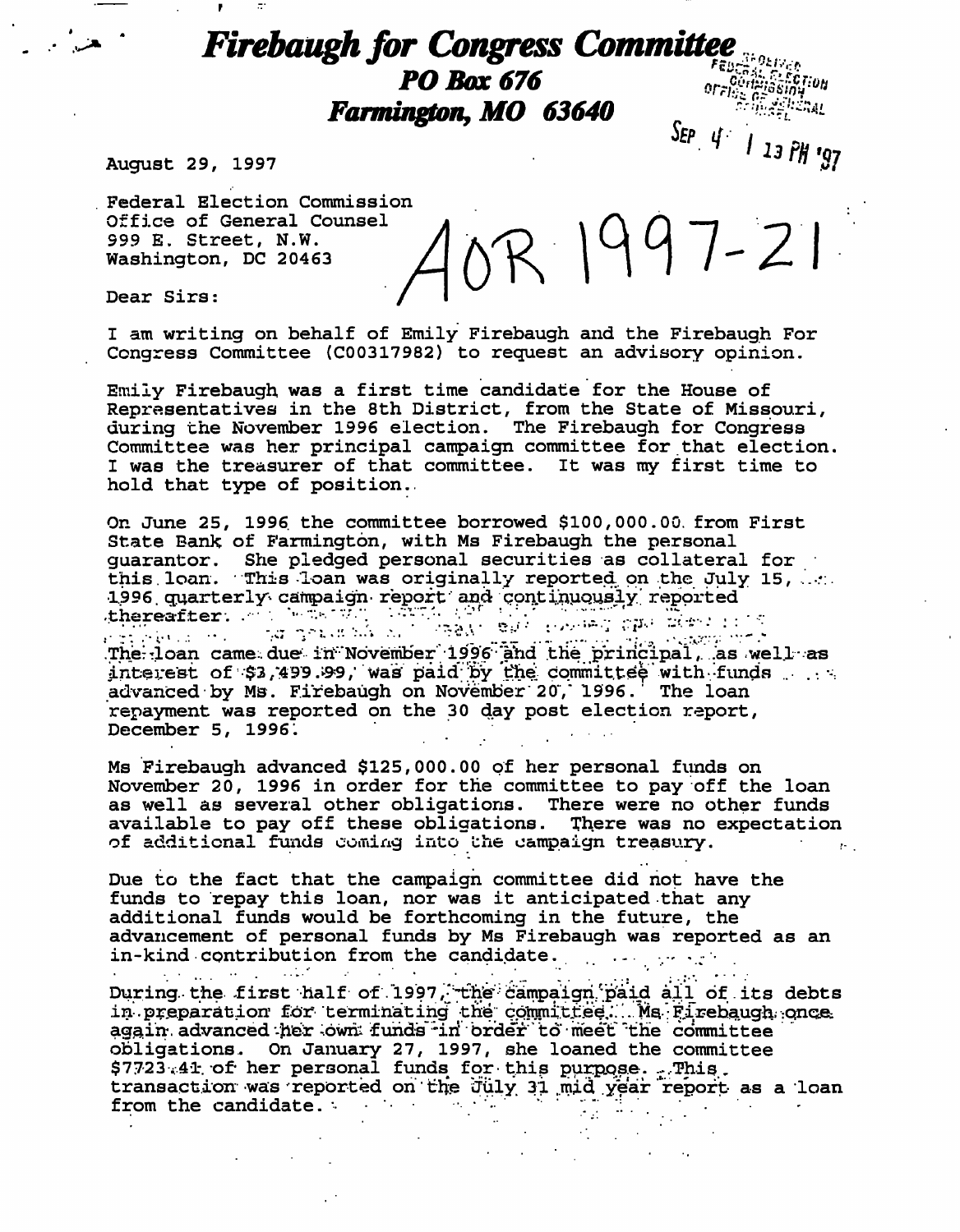# *Firebaugh for Congress Committee*

## *PO Box 676*

## *Farmington, MO 63640*

FEDERAL ELECTION COMMISSION OFFICE OF GENERAL COUNSEL

SEP 4 1 13 PM '97

August 29, 1997

Federal Election Commission
Office of General Counsel
999 E. Street, N.W.
Washington, DC 20463

AOR 1997-21

Dear Sirs:

I am writing on behalf of Emily Firebaugh and the Firebaugh For Congress Committee (C00317982) to request an advisory opinion.

Emily Firebaugh was a first time candidate for the House of Representatives in the 8th District, from the State of Missouri, during the November 1996 election. The Firebaugh for Congress Committee was her principal campaign committee for that election. I was the treasurer of that committee. It was my first time to hold that type of position.

On June 25, 1996 the committee borrowed $100,000.00 from First State Bank of Farmington, with Ms Firebaugh the personal guarantor. She pledged personal securities as collateral for this loan. This loan was originally reported on the July 15, 1996 quarterly campaign report and continuously reported thereafter.

The loan came due in November 1996 and the principal, as well as interest of $3,499.99, was paid by the committee with funds advanced by Ms. Firebaugh on November 20, 1996. The loan repayment was reported on the 30 day post election report, December 5, 1996.

Ms Firebaugh advanced $125,000.00 of her personal funds on November 20, 1996 in order for the committee to pay off the loan as well as several other obligations. There were no other funds available to pay off these obligations. There was no expectation of additional funds coming into the campaign treasury.

Due to the fact that the campaign committee did not have the funds to repay this loan, nor was it anticipated that any additional funds would be forthcoming in the future, the advancement of personal funds by Ms Firebaugh was reported as an in-kind contribution from the candidate.

During the first half of 1997, the campaign paid all of its debts in preparation for terminating the committee. Ms Firebaugh once again advanced her own funds in order to meet the committee obligations. On January 27, 1997, she loaned the committee $7723.41 of her personal funds for this purpose. This transaction was reported on the July 31 mid year report as a loan from the candidate.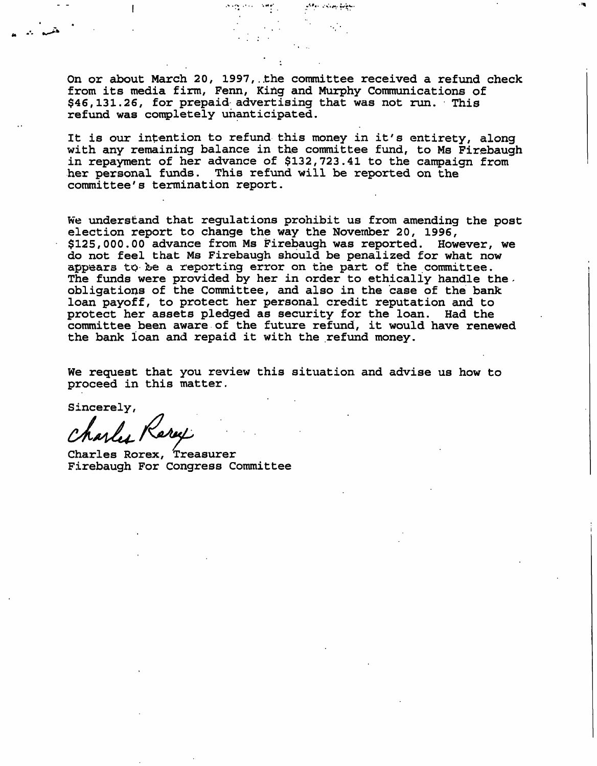On or about March 20, 1997, the committee received a refund check from its media firm, Fenn, King and Murphy Communications of $46,131.26, for prepaid advertising that was not run. This refund was completely unanticipated.

It is our intention to refund this money in it's entirety, along with any remaining balance in the committee fund, to Ms Firebaugh in repayment of her advance of $132,723.41 to the campaign from her personal funds. This refund will be reported on the committee's termination report.

We understand that regulations prohibit us from amending the post election report to change the way the November 20, 1996, $125,000.00 advance from Ms Firebaugh was reported. However, we do not feel that Ms Firebaugh should be penalized for what now appears to be a reporting error on the part of the committee. The funds were provided by her in order to ethically handle the obligations of the Committee, and also in the case of the bank loan payoff, to protect her personal credit reputation and to protect her assets pledged as security for the loan. Had the committee been aware of the future refund, it would have renewed the bank loan and repaid it with the refund money.

We request that you review this situation and advise us how to proceed in this matter.

Sincerely,

Charles Rorex

Charles Rorex, Treasurer
Firebaugh For Congress Committee